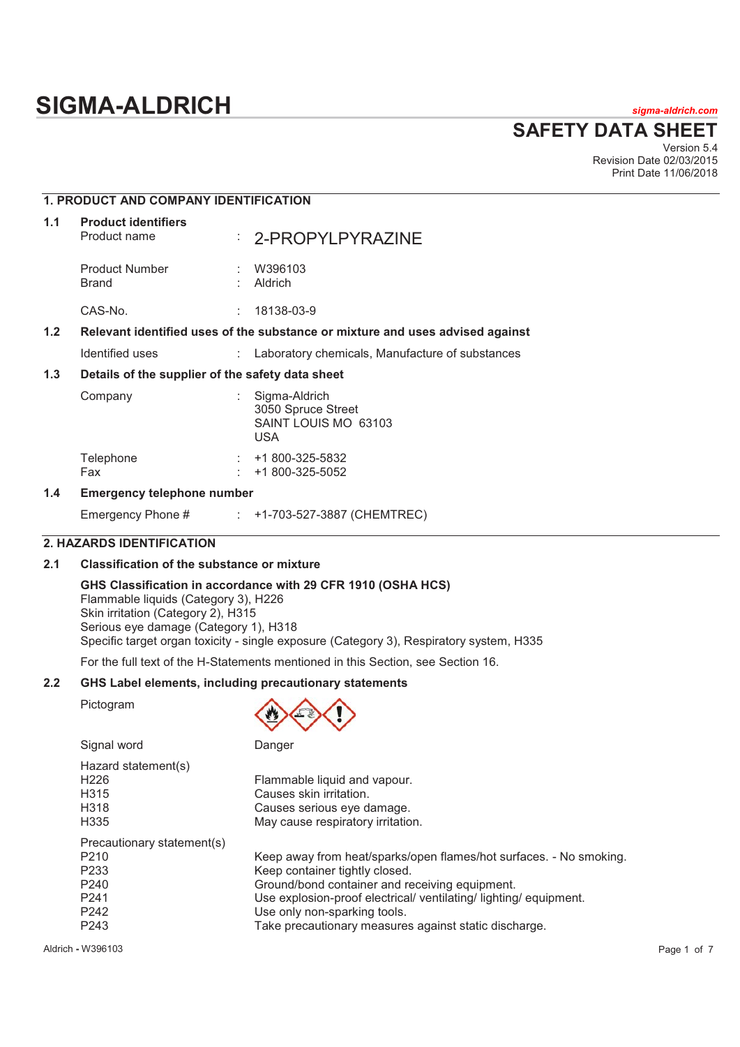# SIGMA-ALDRICH

*sigma-aldrich.com*

## SAFETY DATA SHEET

Version 5.4
Revision Date 02/03/2015
Print Date 11/06/2018

## 1. PRODUCT AND COMPANY IDENTIFICATION

### 1.1 Product identifiers

| | | |
|---|---|---|
| Product name | : | 2-PROPYLPYRAZINE |
| Product Number | : | W396103 |
| Brand | : | Aldrich |
| CAS-No. | : | 18138-03-9 |

### 1.2 Relevant identified uses of the substance or mixture and uses advised against

| | | |
|---|---|---|
| Identified uses | : | Laboratory chemicals, Manufacture of substances |

### 1.3 Details of the supplier of the safety data sheet

| | | |
|---|---|---|
| Company | : | Sigma-Aldrich<br>3050 Spruce Street<br>SAINT LOUIS MO 63103<br>USA |
| Telephone | : | +1 800-325-5832 |
| Fax | : | +1 800-325-5052 |

### 1.4 Emergency telephone number

| | | |
|---|---|---|
| Emergency Phone # | : | +1-703-527-3887 (CHEMTREC) |

## 2. HAZARDS IDENTIFICATION

### 2.1 Classification of the substance or mixture

**GHS Classification in accordance with 29 CFR 1910 (OSHA HCS)**
Flammable liquids (Category 3), H226
Skin irritation (Category 2), H315
Serious eye damage (Category 1), H318
Specific target organ toxicity - single exposure (Category 3), Respiratory system, H335

For the full text of the H-Statements mentioned in this Section, see Section 16.

### 2.2 GHS Label elements, including precautionary statements

Pictogram

Signal word: Danger

| Hazard statement(s) | |
|---|---|
| H226 | Flammable liquid and vapour. |
| H315 | Causes skin irritation. |
| H318 | Causes serious eye damage. |
| H335 | May cause respiratory irritation. |

| Precautionary statement(s) | |
|---|---|
| P210 | Keep away from heat/sparks/open flames/hot surfaces. - No smoking. |
| P233 | Keep container tightly closed. |
| P240 | Ground/bond container and receiving equipment. |
| P241 | Use explosion-proof electrical/ ventilating/ lighting/ equipment. |
| P242 | Use only non-sparking tools. |
| P243 | Take precautionary measures against static discharge. |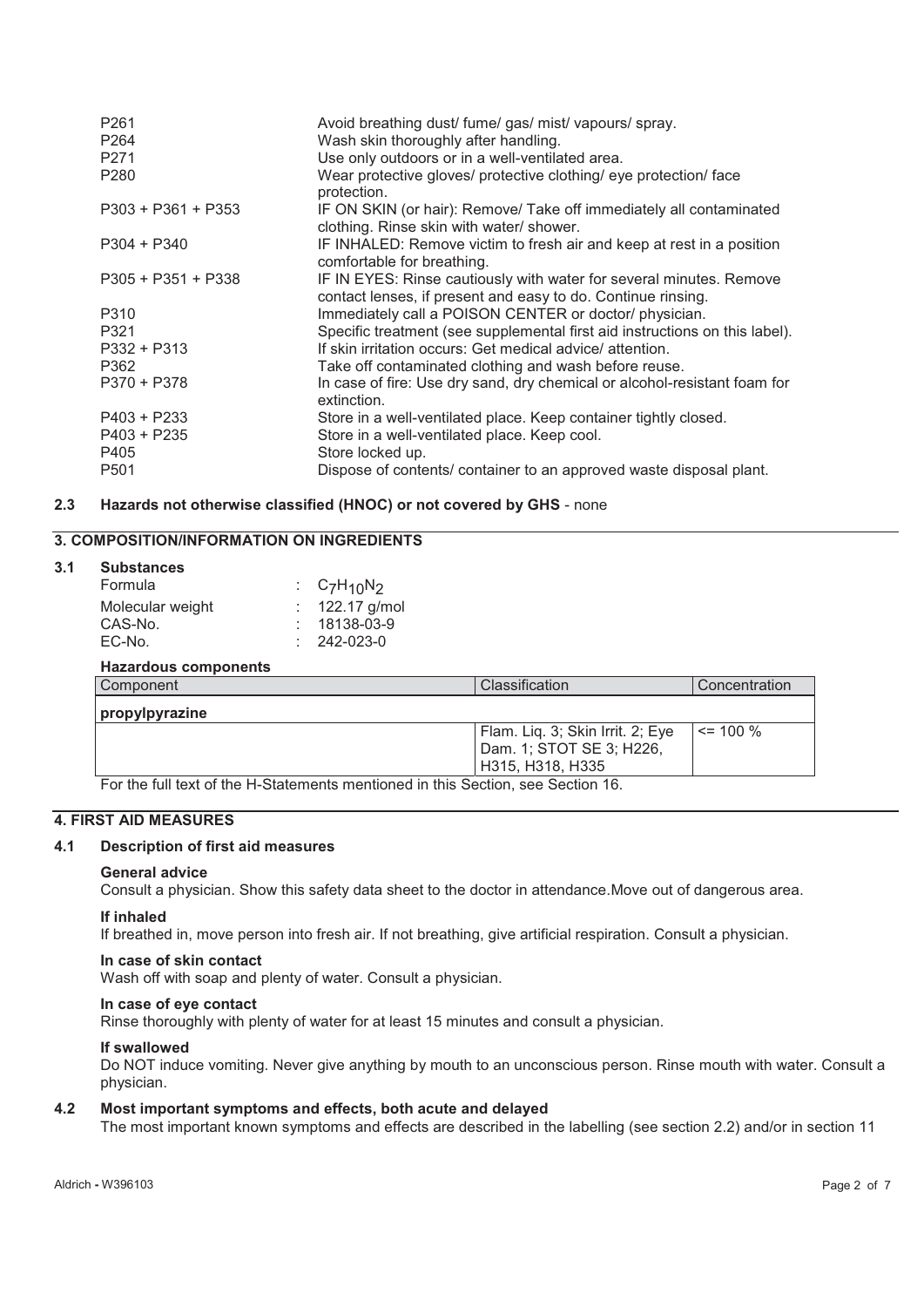| | |
|---|---|
| P261 | Avoid breathing dust/ fume/ gas/ mist/ vapours/ spray. |
| P264 | Wash skin thoroughly after handling. |
| P271 | Use only outdoors or in a well-ventilated area. |
| P280 | Wear protective gloves/ protective clothing/ eye protection/ face protection. |
| P303 + P361 + P353 | IF ON SKIN (or hair): Remove/ Take off immediately all contaminated clothing. Rinse skin with water/ shower. |
| P304 + P340 | IF INHALED: Remove victim to fresh air and keep at rest in a position comfortable for breathing. |
| P305 + P351 + P338 | IF IN EYES: Rinse cautiously with water for several minutes. Remove contact lenses, if present and easy to do. Continue rinsing. |
| P310 | Immediately call a POISON CENTER or doctor/ physician. |
| P321 | Specific treatment (see supplemental first aid instructions on this label). |
| P332 + P313 | If skin irritation occurs: Get medical advice/ attention. |
| P362 | Take off contaminated clothing and wash before reuse. |
| P370 + P378 | In case of fire: Use dry sand, dry chemical or alcohol-resistant foam for extinction. |
| P403 + P233 | Store in a well-ventilated place. Keep container tightly closed. |
| P403 + P235 | Store in a well-ventilated place. Keep cool. |
| P405 | Store locked up. |
| P501 | Dispose of contents/ container to an approved waste disposal plant. |

### 2.3 Hazards not otherwise classified (HNOC) or not covered by GHS - none

## 3. COMPOSITION/INFORMATION ON INGREDIENTS

### 3.1 Substances

| | |
|---|---|
| Formula | : $C_7H_{10}N_2$ |
| Molecular weight | : 122.17 g/mol |
| CAS-No. | : 18138-03-9 |
| EC-No. | : 242-023-0 |

**Hazardous components**

| Component | Classification | Concentration |
|---|---|---|
| **propylpyrazine** | | |
| | Flam. Liq. 3; Skin Irrit. 2; Eye Dam. 1; STOT SE 3; H226, H315, H318, H335 | <= 100 % |

For the full text of the H-Statements mentioned in this Section, see Section 16.

## 4. FIRST AID MEASURES

### 4.1 Description of first aid measures

**General advice**

Consult a physician. Show this safety data sheet to the doctor in attendance.Move out of dangerous area.

**If inhaled**

If breathed in, move person into fresh air. If not breathing, give artificial respiration. Consult a physician.

**In case of skin contact**

Wash off with soap and plenty of water. Consult a physician.

**In case of eye contact**

Rinse thoroughly with plenty of water for at least 15 minutes and consult a physician.

**If swallowed**

Do NOT induce vomiting. Never give anything by mouth to an unconscious person. Rinse mouth with water. Consult a physician.

### 4.2 Most important symptoms and effects, both acute and delayed

The most important known symptoms and effects are described in the labelling (see section 2.2) and/or in section 11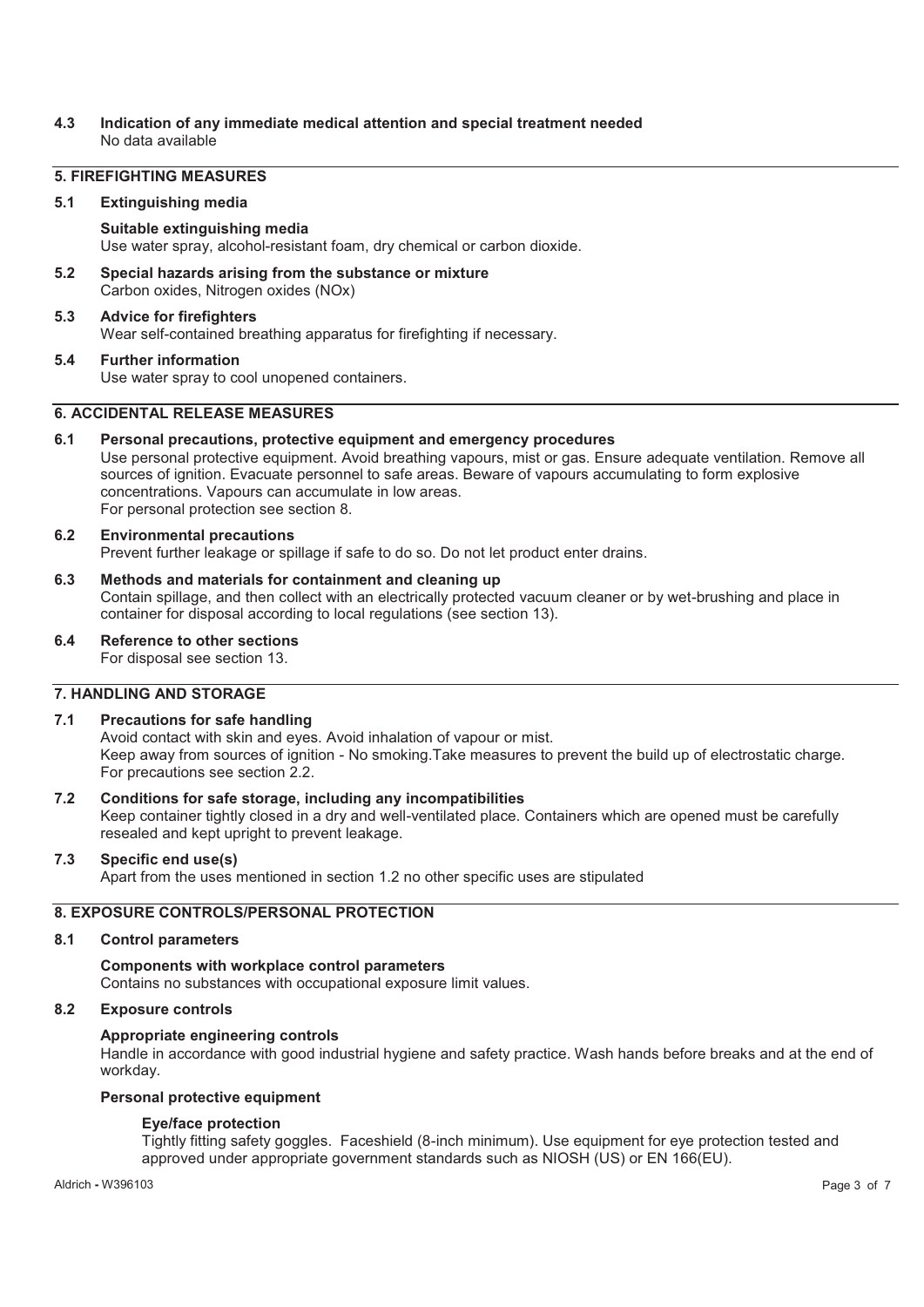### 4.3 Indication of any immediate medical attention and special treatment needed

No data available

## 5. FIREFIGHTING MEASURES

### 5.1 Extinguishing media

**Suitable extinguishing media**

Use water spray, alcohol-resistant foam, dry chemical or carbon dioxide.

### 5.2 Special hazards arising from the substance or mixture

Carbon oxides, Nitrogen oxides (NOx)

### 5.3 Advice for firefighters

Wear self-contained breathing apparatus for firefighting if necessary.

### 5.4 Further information

Use water spray to cool unopened containers.

## 6. ACCIDENTAL RELEASE MEASURES

### 6.1 Personal precautions, protective equipment and emergency procedures

Use personal protective equipment. Avoid breathing vapours, mist or gas. Ensure adequate ventilation. Remove all sources of ignition. Evacuate personnel to safe areas. Beware of vapours accumulating to form explosive concentrations. Vapours can accumulate in low areas.
For personal protection see section 8.

### 6.2 Environmental precautions

Prevent further leakage or spillage if safe to do so. Do not let product enter drains.

### 6.3 Methods and materials for containment and cleaning up

Contain spillage, and then collect with an electrically protected vacuum cleaner or by wet-brushing and place in container for disposal according to local regulations (see section 13).

### 6.4 Reference to other sections

For disposal see section 13.

## 7. HANDLING AND STORAGE

### 7.1 Precautions for safe handling

Avoid contact with skin and eyes. Avoid inhalation of vapour or mist.
Keep away from sources of ignition - No smoking.Take measures to prevent the build up of electrostatic charge.
For precautions see section 2.2.

### 7.2 Conditions for safe storage, including any incompatibilities

Keep container tightly closed in a dry and well-ventilated place. Containers which are opened must be carefully resealed and kept upright to prevent leakage.

### 7.3 Specific end use(s)

Apart from the uses mentioned in section 1.2 no other specific uses are stipulated

## 8. EXPOSURE CONTROLS/PERSONAL PROTECTION

### 8.1 Control parameters

**Components with workplace control parameters**

Contains no substances with occupational exposure limit values.

### 8.2 Exposure controls

**Appropriate engineering controls**

Handle in accordance with good industrial hygiene and safety practice. Wash hands before breaks and at the end of workday.

**Personal protective equipment**

**Eye/face protection**

Tightly fitting safety goggles. Faceshield (8-inch minimum). Use equipment for eye protection tested and approved under appropriate government standards such as NIOSH (US) or EN 166(EU).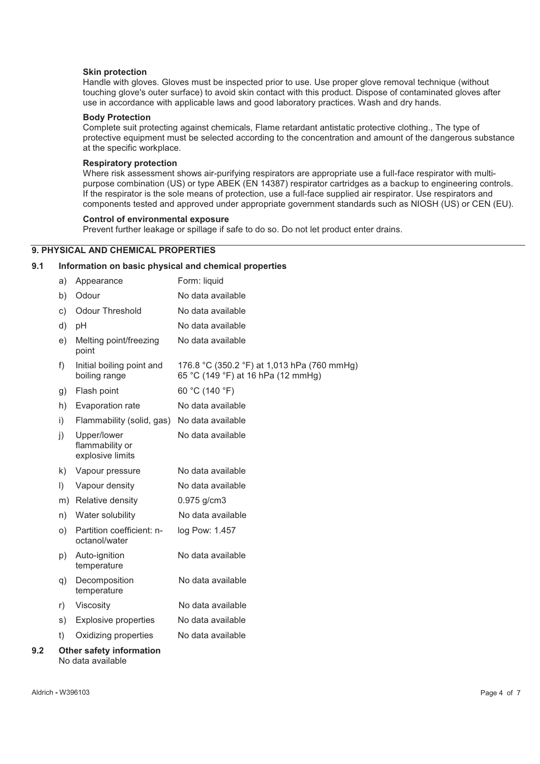**Skin protection**

Handle with gloves. Gloves must be inspected prior to use. Use proper glove removal technique (without touching glove's outer surface) to avoid skin contact with this product. Dispose of contaminated gloves after use in accordance with applicable laws and good laboratory practices. Wash and dry hands.

**Body Protection**

Complete suit protecting against chemicals, Flame retardant antistatic protective clothing., The type of protective equipment must be selected according to the concentration and amount of the dangerous substance at the specific workplace.

**Respiratory protection**

Where risk assessment shows air-purifying respirators are appropriate use a full-face respirator with multi-purpose combination (US) or type ABEK (EN 14387) respirator cartridges as a backup to engineering controls. If the respirator is the sole means of protection, use a full-face supplied air respirator. Use respirators and components tested and approved under appropriate government standards such as NIOSH (US) or CEN (EU).

**Control of environmental exposure**

Prevent further leakage or spillage if safe to do so. Do not let product enter drains.

## 9. PHYSICAL AND CHEMICAL PROPERTIES

### 9.1 Information on basic physical and chemical properties

| | Property | Value |
|---|---|---|
| a) | Appearance | Form: liquid |
| b) | Odour | No data available |
| c) | Odour Threshold | No data available |
| d) | pH | No data available |
| e) | Melting point/freezing point | No data available |
| f) | Initial boiling point and boiling range | 176.8 °C (350.2 °F) at 1,013 hPa (760 mmHg)<br>65 °C (149 °F) at 16 hPa (12 mmHg) |
| g) | Flash point | 60 °C (140 °F) |
| h) | Evaporation rate | No data available |
| i) | Flammability (solid, gas) | No data available |
| j) | Upper/lower flammability or explosive limits | No data available |
| k) | Vapour pressure | No data available |
| l) | Vapour density | No data available |
| m) | Relative density | 0.975 g/cm3 |
| n) | Water solubility | No data available |
| o) | Partition coefficient: n-octanol/water | log Pow: 1.457 |
| p) | Auto-ignition temperature | No data available |
| q) | Decomposition temperature | No data available |
| r) | Viscosity | No data available |
| s) | Explosive properties | No data available |
| t) | Oxidizing properties | No data available |

### 9.2 Other safety information

No data available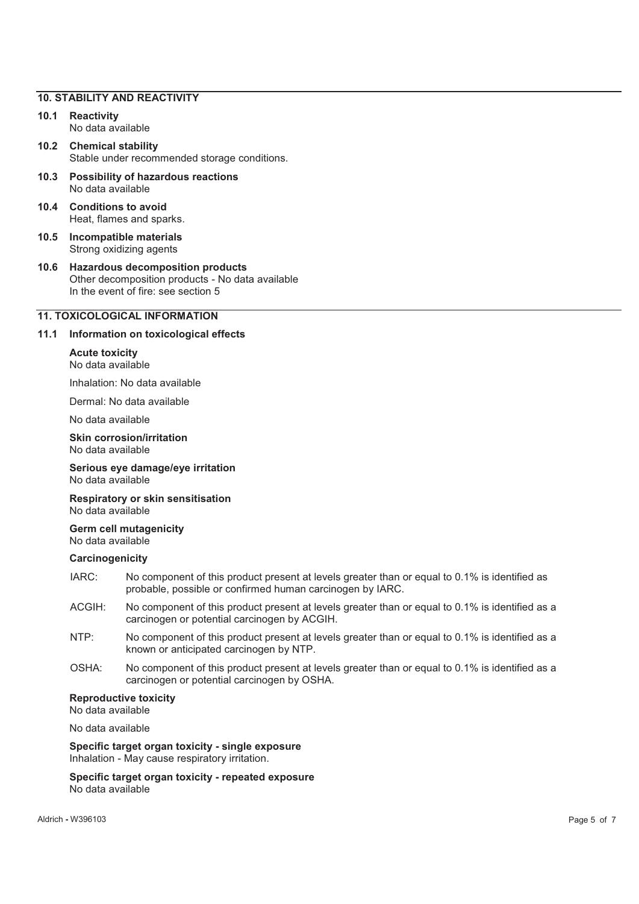## 10. STABILITY AND REACTIVITY

**10.1 Reactivity**
No data available

**10.2 Chemical stability**
Stable under recommended storage conditions.

**10.3 Possibility of hazardous reactions**
No data available

**10.4 Conditions to avoid**
Heat, flames and sparks.

**10.5 Incompatible materials**
Strong oxidizing agents

**10.6 Hazardous decomposition products**
Other decomposition products - No data available
In the event of fire: see section 5

## 11. TOXICOLOGICAL INFORMATION

**11.1 Information on toxicological effects**

**Acute toxicity**
No data available

Inhalation: No data available

Dermal: No data available

No data available

**Skin corrosion/irritation**
No data available

**Serious eye damage/eye irritation**
No data available

**Respiratory or skin sensitisation**
No data available

**Germ cell mutagenicity**
No data available

**Carcinogenicity**

IARC: No component of this product present at levels greater than or equal to 0.1% is identified as probable, possible or confirmed human carcinogen by IARC.

ACGIH: No component of this product present at levels greater than or equal to 0.1% is identified as a carcinogen or potential carcinogen by ACGIH.

NTP: No component of this product present at levels greater than or equal to 0.1% is identified as a known or anticipated carcinogen by NTP.

OSHA: No component of this product present at levels greater than or equal to 0.1% is identified as a carcinogen or potential carcinogen by OSHA.

**Reproductive toxicity**
No data available

No data available

**Specific target organ toxicity - single exposure**
Inhalation - May cause respiratory irritation.

**Specific target organ toxicity - repeated exposure**
No data available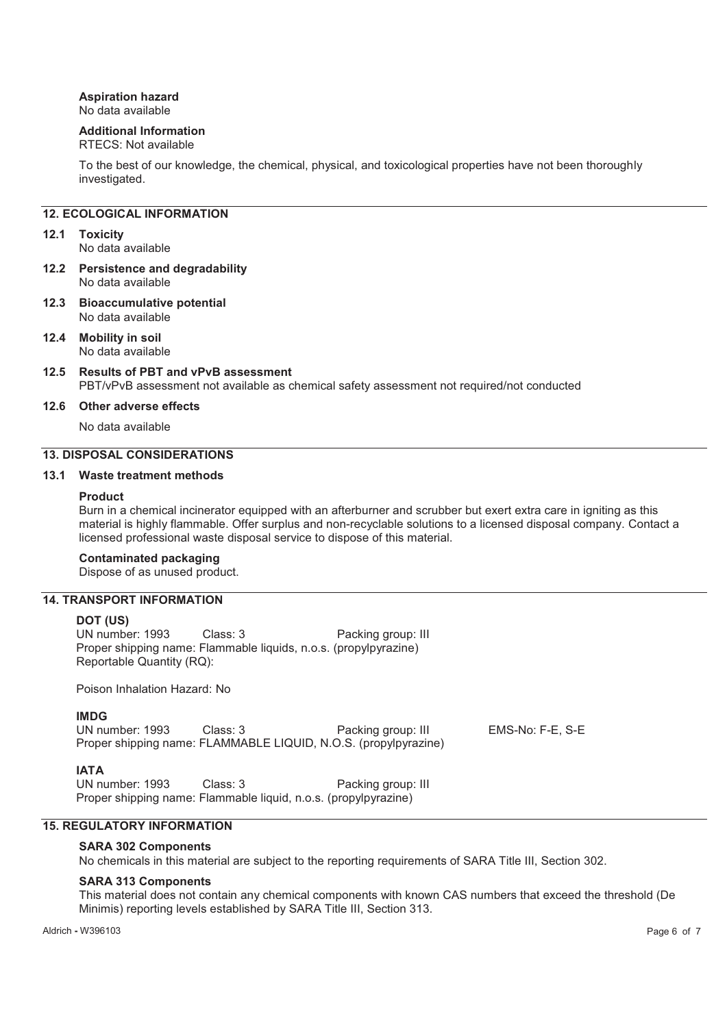**Aspiration hazard**
No data available

**Additional Information**
RTECS: Not available

To the best of our knowledge, the chemical, physical, and toxicological properties have not been thoroughly investigated.

## 12. ECOLOGICAL INFORMATION

### 12.1 Toxicity
No data available

### 12.2 Persistence and degradability
No data available

### 12.3 Bioaccumulative potential
No data available

### 12.4 Mobility in soil
No data available

### 12.5 Results of PBT and vPvB assessment
PBT/vPvB assessment not available as chemical safety assessment not required/not conducted

### 12.6 Other adverse effects
No data available

## 13. DISPOSAL CONSIDERATIONS

### 13.1 Waste treatment methods

**Product**
Burn in a chemical incinerator equipped with an afterburner and scrubber but exert extra care in igniting as this material is highly flammable. Offer surplus and non-recyclable solutions to a licensed disposal company. Contact a licensed professional waste disposal service to dispose of this material.

**Contaminated packaging**
Dispose of as unused product.

## 14. TRANSPORT INFORMATION

**DOT (US)**
UN number: 1993 Class: 3 Packing group: III
Proper shipping name: Flammable liquids, n.o.s. (propylpyrazine)
Reportable Quantity (RQ):

Poison Inhalation Hazard: No

**IMDG**
UN number: 1993 Class: 3 Packing group: III EMS-No: F-E, S-E
Proper shipping name: FLAMMABLE LIQUID, N.O.S. (propylpyrazine)

**IATA**
UN number: 1993 Class: 3 Packing group: III
Proper shipping name: Flammable liquid, n.o.s. (propylpyrazine)

## 15. REGULATORY INFORMATION

**SARA 302 Components**
No chemicals in this material are subject to the reporting requirements of SARA Title III, Section 302.

**SARA 313 Components**
This material does not contain any chemical components with known CAS numbers that exceed the threshold (De Minimis) reporting levels established by SARA Title III, Section 313.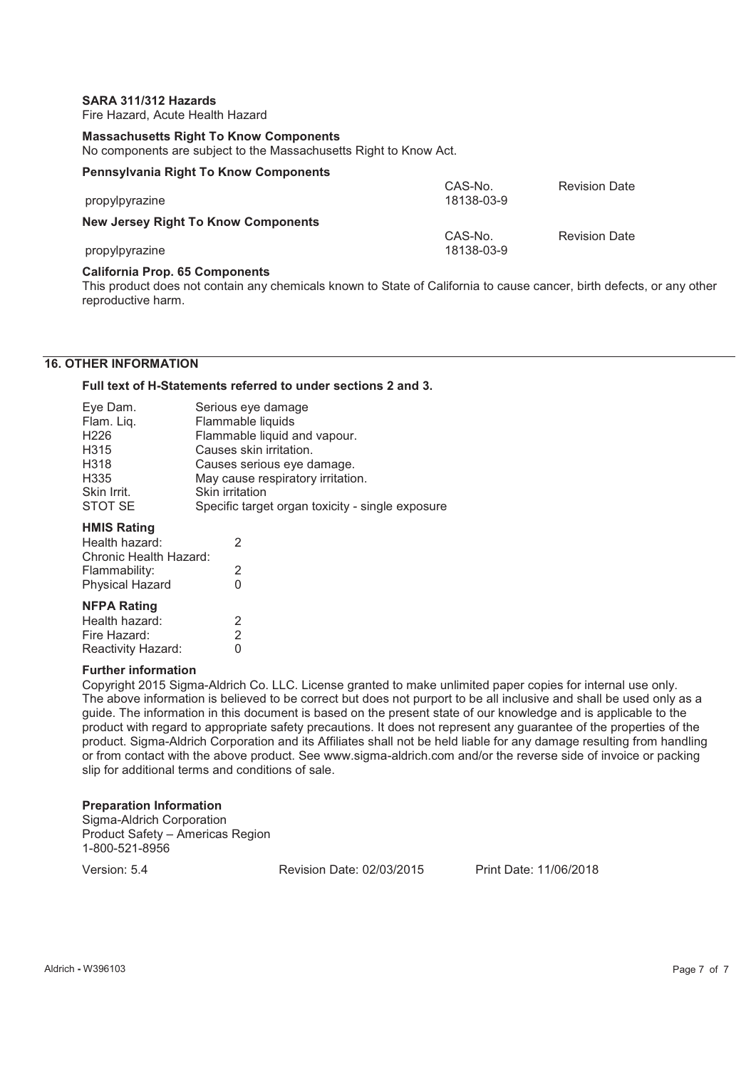**SARA 311/312 Hazards**
Fire Hazard, Acute Health Hazard

**Massachusetts Right To Know Components**
No components are subject to the Massachusetts Right to Know Act.

**Pennsylvania Right To Know Components**

| | CAS-No. | Revision Date |
|---|---|---|
| propylpyrazine | 18138-03-9 | |

**New Jersey Right To Know Components**

| | CAS-No. | Revision Date |
|---|---|---|
| propylpyrazine | 18138-03-9 | |

**California Prop. 65 Components**
This product does not contain any chemicals known to State of California to cause cancer, birth defects, or any other reproductive harm.

## 16. OTHER INFORMATION

**Full text of H-Statements referred to under sections 2 and 3.**

| | |
|---|---|
| Eye Dam. | Serious eye damage |
| Flam. Liq. | Flammable liquids |
| H226 | Flammable liquid and vapour. |
| H315 | Causes skin irritation. |
| H318 | Causes serious eye damage. |
| H335 | May cause respiratory irritation. |
| Skin Irrit. | Skin irritation |
| STOT SE | Specific target organ toxicity - single exposure |

**HMIS Rating**

| | |
|---|---|
| Health hazard: | 2 |
| Chronic Health Hazard: | |
| Flammability: | 2 |
| Physical Hazard | 0 |

**NFPA Rating**

| | |
|---|---|
| Health hazard: | 2 |
| Fire Hazard: | 2 |
| Reactivity Hazard: | 0 |

**Further information**
Copyright 2015 Sigma-Aldrich Co. LLC. License granted to make unlimited paper copies for internal use only.
The above information is believed to be correct but does not purport to be all inclusive and shall be used only as a guide. The information in this document is based on the present state of our knowledge and is applicable to the product with regard to appropriate safety precautions. It does not represent any guarantee of the properties of the product. Sigma-Aldrich Corporation and its Affiliates shall not be held liable for any damage resulting from handling or from contact with the above product. See www.sigma-aldrich.com and/or the reverse side of invoice or packing slip for additional terms and conditions of sale.

**Preparation Information**
Sigma-Aldrich Corporation
Product Safety – Americas Region
1-800-521-8956

Version: 5.4 Revision Date: 02/03/2015 Print Date: 11/06/2018